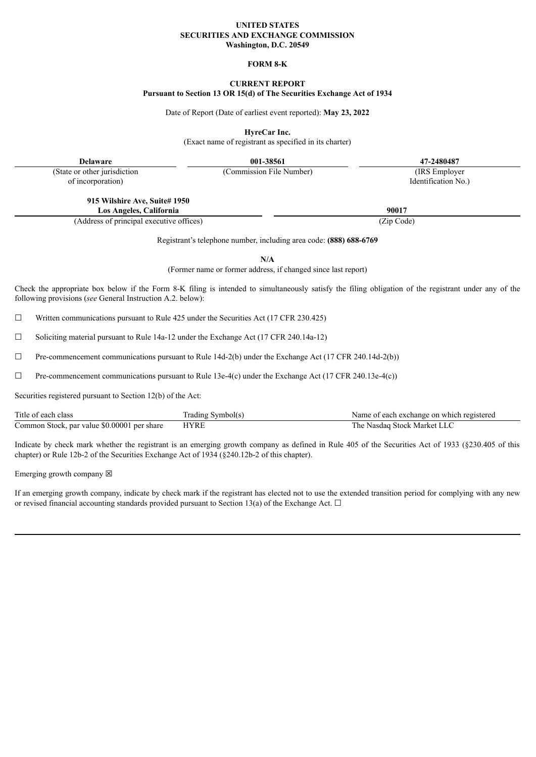**UNITED STATES**
**SECURITIES AND EXCHANGE COMMISSION**
**Washington, D.C. 20549**

**FORM 8-K**

**CURRENT REPORT**
**Pursuant to Section 13 OR 15(d) of The Securities Exchange Act of 1934**

Date of Report (Date of earliest event reported): **May 23, 2022**

**HyreCar Inc.**
(Exact name of registrant as specified in its charter)

| **Delaware** | **001-38561** | **47-2480487** |
|---|---|---|
| (State or other jurisdiction of incorporation) | (Commission File Number) | (IRS Employer Identification No.) |

| **915 Wilshire Ave, Suite# 1950 Los Angeles, California** | **90017** |
|---|---|
| (Address of principal executive offices) | (Zip Code) |

Registrant's telephone number, including area code: **(888) 688-6769**

**N/A**
(Former name or former address, if changed since last report)

Check the appropriate box below if the Form 8-K filing is intended to simultaneously satisfy the filing obligation of the registrant under any of the following provisions (*see* General Instruction A.2. below):

☐ Written communications pursuant to Rule 425 under the Securities Act (17 CFR 230.425)

☐ Soliciting material pursuant to Rule 14a-12 under the Exchange Act (17 CFR 240.14a-12)

☐ Pre-commencement communications pursuant to Rule 14d-2(b) under the Exchange Act (17 CFR 240.14d-2(b))

☐ Pre-commencement communications pursuant to Rule 13e-4(c) under the Exchange Act (17 CFR 240.13e-4(c))

Securities registered pursuant to Section 12(b) of the Act:

| Title of each class | Trading Symbol(s) | Name of each exchange on which registered |
|---|---|---|
| Common Stock, par value $0.00001 per share | HYRE | The Nasdaq Stock Market LLC |

Indicate by check mark whether the registrant is an emerging growth company as defined in Rule 405 of the Securities Act of 1933 (§230.405 of this chapter) or Rule 12b-2 of the Securities Exchange Act of 1934 (§240.12b-2 of this chapter).

Emerging growth company ☒

If an emerging growth company, indicate by check mark if the registrant has elected not to use the extended transition period for complying with any new or revised financial accounting standards provided pursuant to Section 13(a) of the Exchange Act. ☐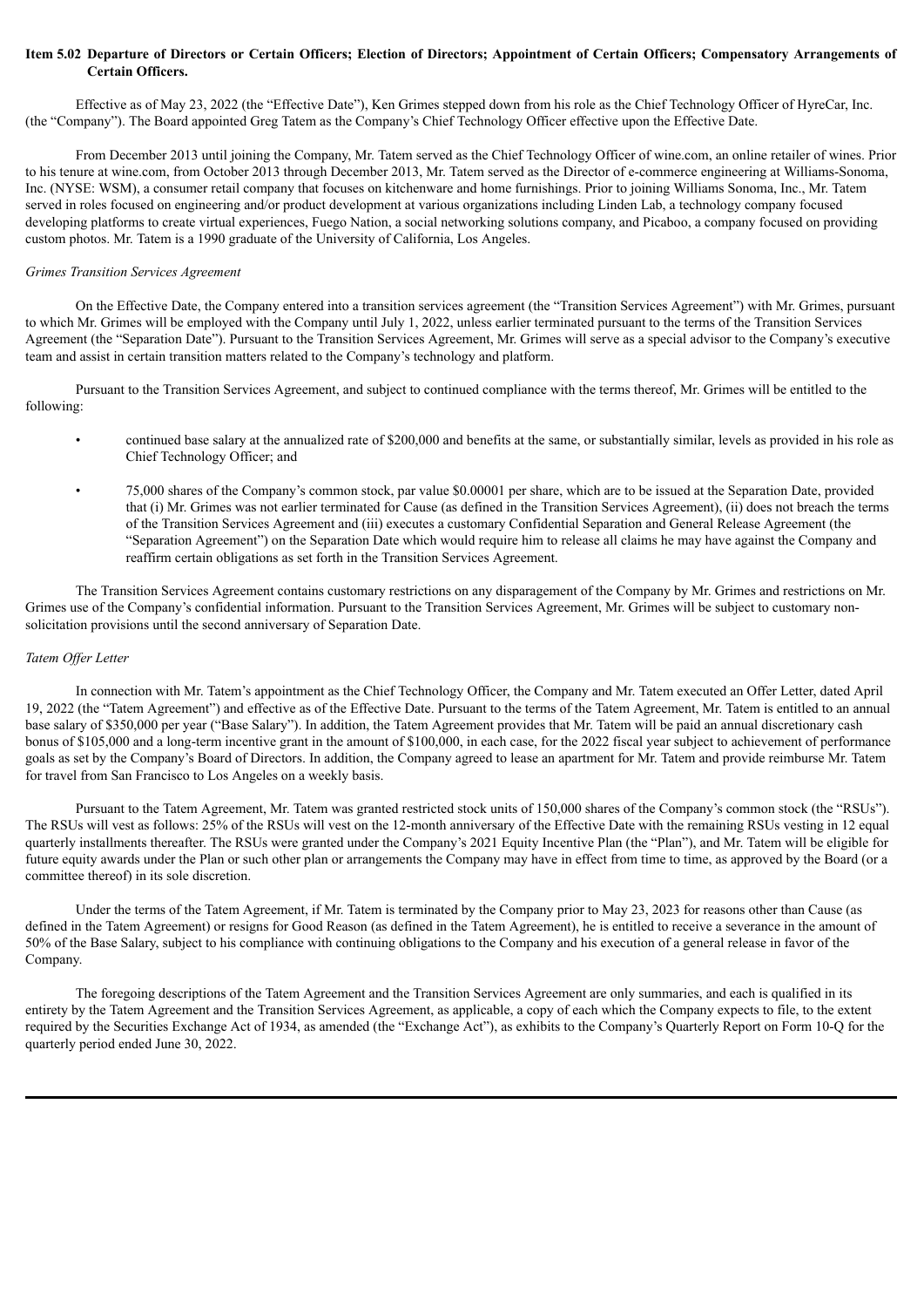**Item 5.02 Departure of Directors or Certain Officers; Election of Directors; Appointment of Certain Officers; Compensatory Arrangements of Certain Officers.**

Effective as of May 23, 2022 (the "Effective Date"), Ken Grimes stepped down from his role as the Chief Technology Officer of HyreCar, Inc. (the "Company"). The Board appointed Greg Tatem as the Company's Chief Technology Officer effective upon the Effective Date.

From December 2013 until joining the Company, Mr. Tatem served as the Chief Technology Officer of wine.com, an online retailer of wines. Prior to his tenure at wine.com, from October 2013 through December 2013, Mr. Tatem served as the Director of e-commerce engineering at Williams-Sonoma, Inc. (NYSE: WSM), a consumer retail company that focuses on kitchenware and home furnishings. Prior to joining Williams Sonoma, Inc., Mr. Tatem served in roles focused on engineering and/or product development at various organizations including Linden Lab, a technology company focused developing platforms to create virtual experiences, Fuego Nation, a social networking solutions company, and Picaboo, a company focused on providing custom photos. Mr. Tatem is a 1990 graduate of the University of California, Los Angeles.

*Grimes Transition Services Agreement*

On the Effective Date, the Company entered into a transition services agreement (the "Transition Services Agreement") with Mr. Grimes, pursuant to which Mr. Grimes will be employed with the Company until July 1, 2022, unless earlier terminated pursuant to the terms of the Transition Services Agreement (the "Separation Date"). Pursuant to the Transition Services Agreement, Mr. Grimes will serve as a special advisor to the Company's executive team and assist in certain transition matters related to the Company's technology and platform.

Pursuant to the Transition Services Agreement, and subject to continued compliance with the terms thereof, Mr. Grimes will be entitled to the following:

- continued base salary at the annualized rate of $200,000 and benefits at the same, or substantially similar, levels as provided in his role as Chief Technology Officer; and
- 75,000 shares of the Company's common stock, par value $0.00001 per share, which are to be issued at the Separation Date, provided that (i) Mr. Grimes was not earlier terminated for Cause (as defined in the Transition Services Agreement), (ii) does not breach the terms of the Transition Services Agreement and (iii) executes a customary Confidential Separation and General Release Agreement (the "Separation Agreement") on the Separation Date which would require him to release all claims he may have against the Company and reaffirm certain obligations as set forth in the Transition Services Agreement.

The Transition Services Agreement contains customary restrictions on any disparagement of the Company by Mr. Grimes and restrictions on Mr. Grimes use of the Company's confidential information. Pursuant to the Transition Services Agreement, Mr. Grimes will be subject to customary non-solicitation provisions until the second anniversary of Separation Date.

*Tatem Offer Letter*

In connection with Mr. Tatem's appointment as the Chief Technology Officer, the Company and Mr. Tatem executed an Offer Letter, dated April 19, 2022 (the "Tatem Agreement") and effective as of the Effective Date. Pursuant to the terms of the Tatem Agreement, Mr. Tatem is entitled to an annual base salary of $350,000 per year ("Base Salary"). In addition, the Tatem Agreement provides that Mr. Tatem will be paid an annual discretionary cash bonus of $105,000 and a long-term incentive grant in the amount of $100,000, in each case, for the 2022 fiscal year subject to achievement of performance goals as set by the Company's Board of Directors. In addition, the Company agreed to lease an apartment for Mr. Tatem and provide reimburse Mr. Tatem for travel from San Francisco to Los Angeles on a weekly basis.

Pursuant to the Tatem Agreement, Mr. Tatem was granted restricted stock units of 150,000 shares of the Company's common stock (the "RSUs"). The RSUs will vest as follows: 25% of the RSUs will vest on the 12-month anniversary of the Effective Date with the remaining RSUs vesting in 12 equal quarterly installments thereafter. The RSUs were granted under the Company's 2021 Equity Incentive Plan (the "Plan"), and Mr. Tatem will be eligible for future equity awards under the Plan or such other plan or arrangements the Company may have in effect from time to time, as approved by the Board (or a committee thereof) in its sole discretion.

Under the terms of the Tatem Agreement, if Mr. Tatem is terminated by the Company prior to May 23, 2023 for reasons other than Cause (as defined in the Tatem Agreement) or resigns for Good Reason (as defined in the Tatem Agreement), he is entitled to receive a severance in the amount of 50% of the Base Salary, subject to his compliance with continuing obligations to the Company and his execution of a general release in favor of the Company.

The foregoing descriptions of the Tatem Agreement and the Transition Services Agreement are only summaries, and each is qualified in its entirety by the Tatem Agreement and the Transition Services Agreement, as applicable, a copy of each which the Company expects to file, to the extent required by the Securities Exchange Act of 1934, as amended (the "Exchange Act"), as exhibits to the Company's Quarterly Report on Form 10-Q for the quarterly period ended June 30, 2022.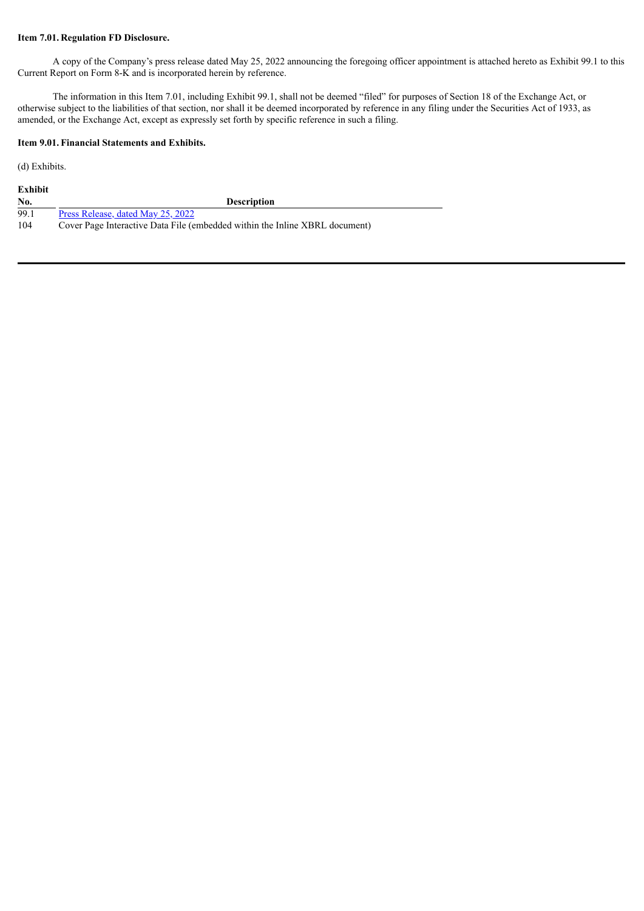**Item 7.01. Regulation FD Disclosure.**

A copy of the Company's press release dated May 25, 2022 announcing the foregoing officer appointment is attached hereto as Exhibit 99.1 to this Current Report on Form 8-K and is incorporated herein by reference.

The information in this Item 7.01, including Exhibit 99.1, shall not be deemed "filed" for purposes of Section 18 of the Exchange Act, or otherwise subject to the liabilities of that section, nor shall it be deemed incorporated by reference in any filing under the Securities Act of 1933, as amended, or the Exchange Act, except as expressly set forth by specific reference in such a filing.

**Item 9.01. Financial Statements and Exhibits.**

(d) Exhibits.

| Exhibit No. | Description |
|---|---|
| 99.1 | Press Release, dated May 25, 2022 |
| 104 | Cover Page Interactive Data File (embedded within the Inline XBRL document) |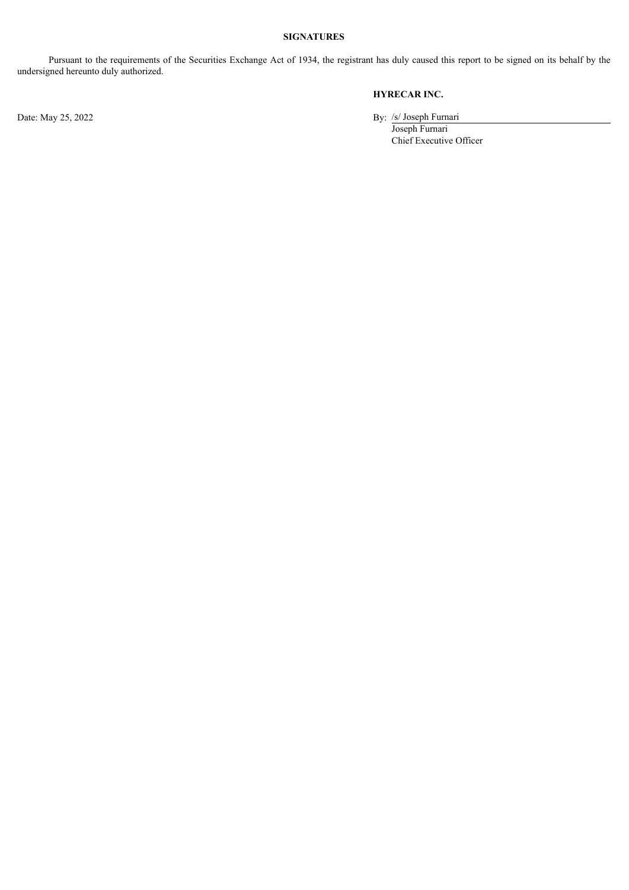**SIGNATURES**

Pursuant to the requirements of the Securities Exchange Act of 1934, the registrant has duly caused this report to be signed on its behalf by the undersigned hereunto duly authorized.

**HYRECAR INC.**

Date: May 25, 2022

By: /s/ Joseph Furnari
Joseph Furnari
Chief Executive Officer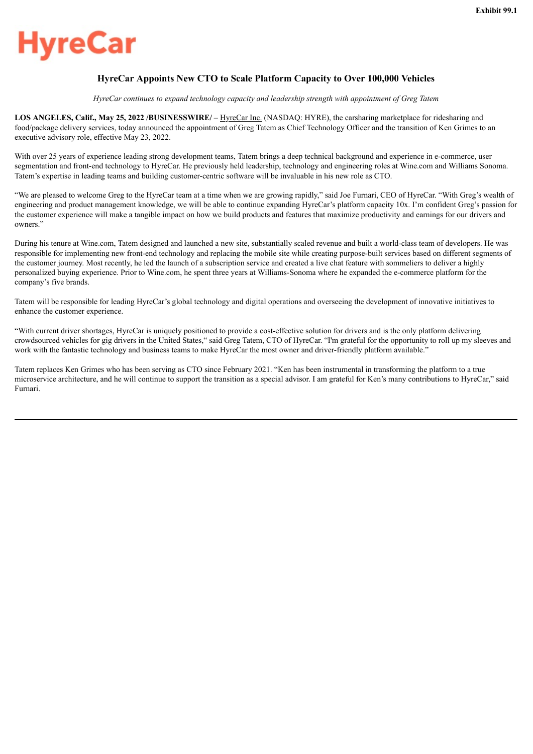Exhibit 99.1

HyreCar

## HyreCar Appoints New CTO to Scale Platform Capacity to Over 100,000 Vehicles

*HyreCar continues to expand technology capacity and leadership strength with appointment of Greg Tatem*

**LOS ANGELES, Calif., May 25, 2022 /BUSINESSWIRE/** – HyreCar Inc. (NASDAQ: HYRE), the carsharing marketplace for ridesharing and food/package delivery services, today announced the appointment of Greg Tatem as Chief Technology Officer and the transition of Ken Grimes to an executive advisory role, effective May 23, 2022.

With over 25 years of experience leading strong development teams, Tatem brings a deep technical background and experience in e-commerce, user segmentation and front-end technology to HyreCar. He previously held leadership, technology and engineering roles at Wine.com and Williams Sonoma. Tatem's expertise in leading teams and building customer-centric software will be invaluable in his new role as CTO.

"We are pleased to welcome Greg to the HyreCar team at a time when we are growing rapidly," said Joe Furnari, CEO of HyreCar. "With Greg's wealth of engineering and product management knowledge, we will be able to continue expanding HyreCar's platform capacity 10x. I'm confident Greg's passion for the customer experience will make a tangible impact on how we build products and features that maximize productivity and earnings for our drivers and owners."

During his tenure at Wine.com, Tatem designed and launched a new site, substantially scaled revenue and built a world-class team of developers. He was responsible for implementing new front-end technology and replacing the mobile site while creating purpose-built services based on different segments of the customer journey. Most recently, he led the launch of a subscription service and created a live chat feature with sommeliers to deliver a highly personalized buying experience. Prior to Wine.com, he spent three years at Williams-Sonoma where he expanded the e-commerce platform for the company's five brands.

Tatem will be responsible for leading HyreCar's global technology and digital operations and overseeing the development of innovative initiatives to enhance the customer experience.

"With current driver shortages, HyreCar is uniquely positioned to provide a cost-effective solution for drivers and is the only platform delivering crowdsourced vehicles for gig drivers in the United States," said Greg Tatem, CTO of HyreCar. "I'm grateful for the opportunity to roll up my sleeves and work with the fantastic technology and business teams to make HyreCar the most owner and driver-friendly platform available."

Tatem replaces Ken Grimes who has been serving as CTO since February 2021. "Ken has been instrumental in transforming the platform to a true microservice architecture, and he will continue to support the transition as a special advisor. I am grateful for Ken's many contributions to HyreCar," said Furnari.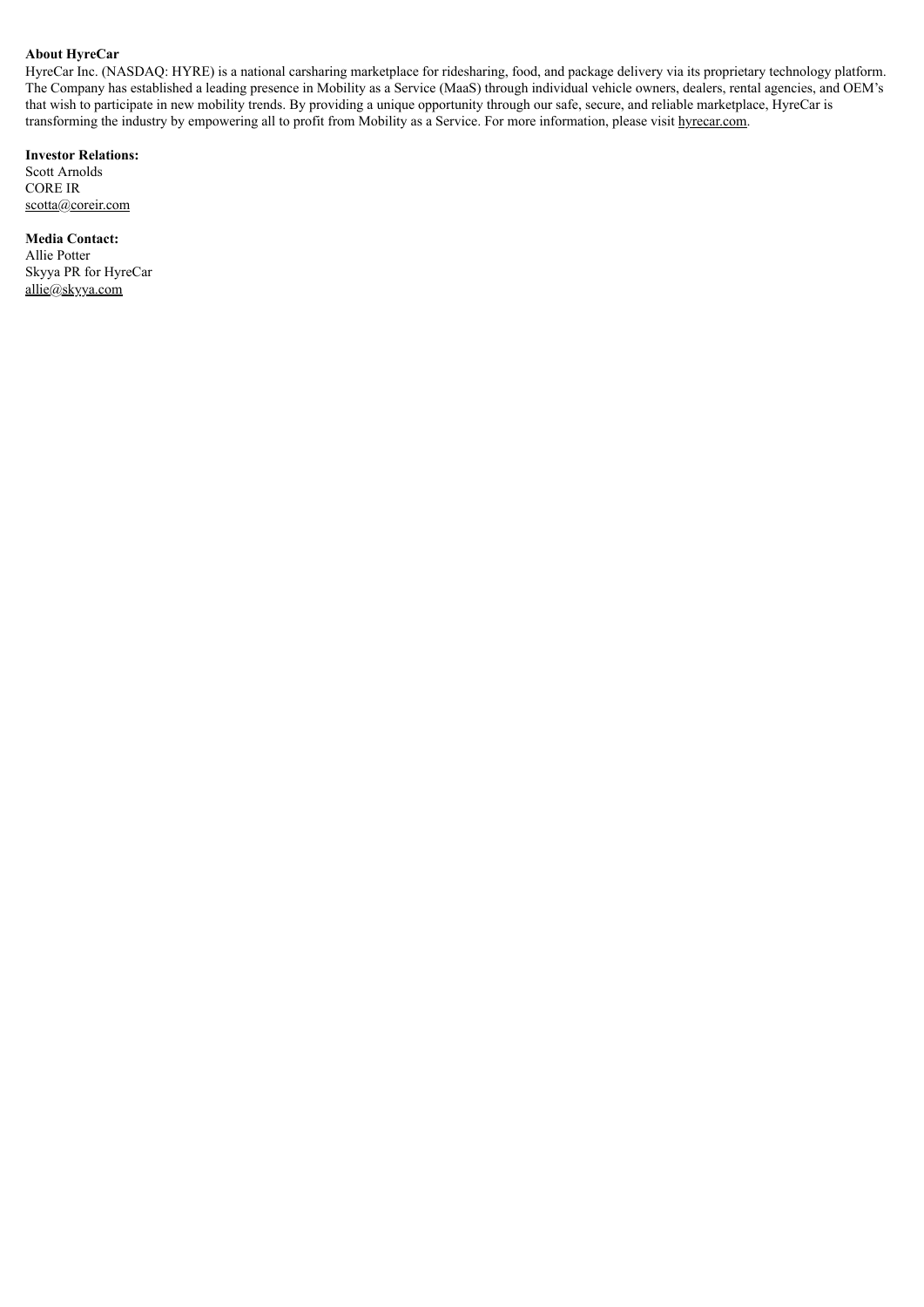**About HyreCar**

HyreCar Inc. (NASDAQ: HYRE) is a national carsharing marketplace for ridesharing, food, and package delivery via its proprietary technology platform. The Company has established a leading presence in Mobility as a Service (MaaS) through individual vehicle owners, dealers, rental agencies, and OEM's that wish to participate in new mobility trends. By providing a unique opportunity through our safe, secure, and reliable marketplace, HyreCar is transforming the industry by empowering all to profit from Mobility as a Service. For more information, please visit hyrecar.com.

**Investor Relations:**

Scott Arnolds
CORE IR
scotta@coreir.com

**Media Contact:**

Allie Potter
Skyya PR for HyreCar
allie@skyya.com